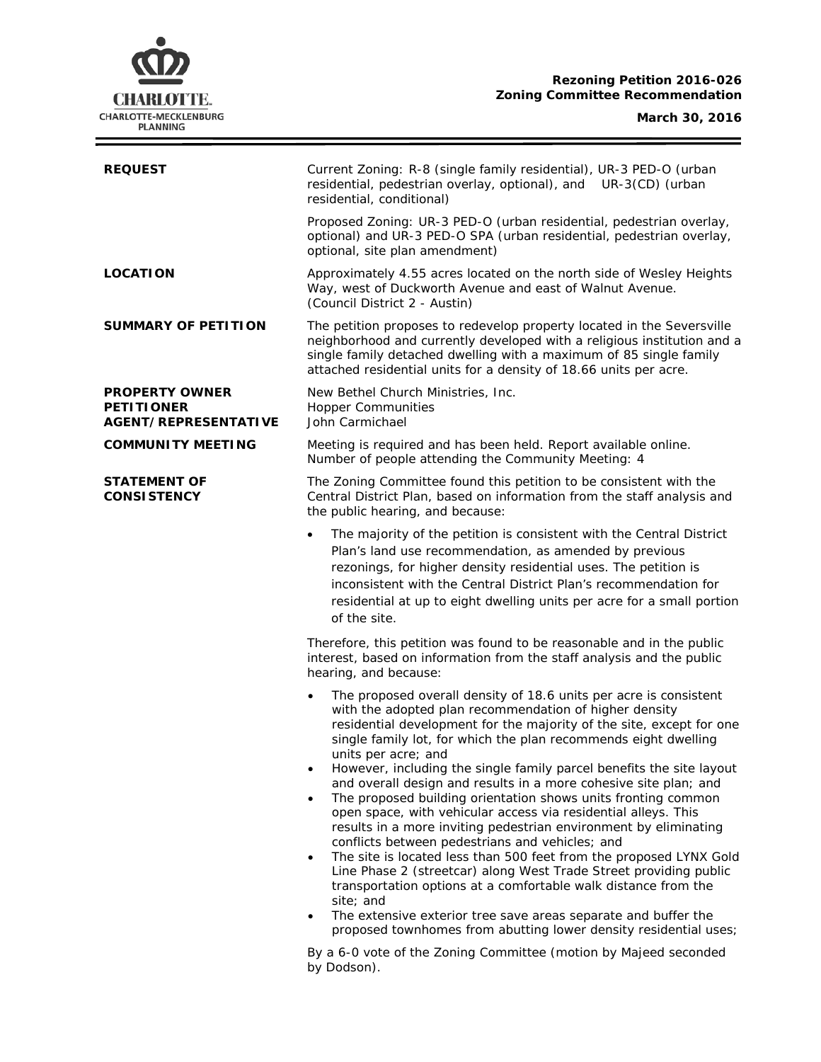**Rezoning Petition 2016-026**
**Zoning Committee Recommendation**

**March 30, 2016**

| | |
|---|---|
| **REQUEST** | Current Zoning: R-8 (single family residential), UR-3 PED-O (urban residential, pedestrian overlay, optional), and UR-3(CD) (urban residential, conditional)<br><br>Proposed Zoning: UR-3 PED-O (urban residential, pedestrian overlay, optional) and UR-3 PED-O SPA (urban residential, pedestrian overlay, optional, site plan amendment) |
| **LOCATION** | Approximately 4.55 acres located on the north side of Wesley Heights Way, west of Duckworth Avenue and east of Walnut Avenue. (Council District 2 - Austin) |
| **SUMMARY OF PETITION** | The petition proposes to redevelop property located in the Seversville neighborhood and currently developed with a religious institution and a single family detached dwelling with a maximum of 85 single family attached residential units for a density of 18.66 units per acre. |
| **PROPERTY OWNER**<br>**PETITIONER**<br>**AGENT/REPRESENTATIVE** | New Bethel Church Ministries, Inc.<br>Hopper Communities<br>John Carmichael |
| **COMMUNITY MEETING** | Meeting is required and has been held. Report available online.<br>Number of people attending the Community Meeting: 4 |

**STATEMENT OF CONSISTENCY**

The Zoning Committee found this petition to be consistent with the Central District Plan, based on information from the staff analysis and the public hearing, and because:

- The majority of the petition is consistent with the Central District Plan's land use recommendation, as amended by previous rezonings, for higher density residential uses. The petition is inconsistent with the Central District Plan's recommendation for residential at up to eight dwelling units per acre for a small portion of the site.

Therefore, this petition was found to be reasonable and in the public interest, based on information from the staff analysis and the public hearing, and because:

- The proposed overall density of 18.6 units per acre is consistent with the adopted plan recommendation of higher density residential development for the majority of the site, except for one single family lot, for which the plan recommends eight dwelling units per acre; and
- However, including the single family parcel benefits the site layout and overall design and results in a more cohesive site plan; and
- The proposed building orientation shows units fronting common open space, with vehicular access via residential alleys. This results in a more inviting pedestrian environment by eliminating conflicts between pedestrians and vehicles; and
- The site is located less than 500 feet from the proposed LYNX Gold Line Phase 2 (streetcar) along West Trade Street providing public transportation options at a comfortable walk distance from the site; and
- The extensive exterior tree save areas separate and buffer the proposed townhomes from abutting lower density residential uses;

By a 6-0 vote of the Zoning Committee (motion by Majeed seconded by Dodson).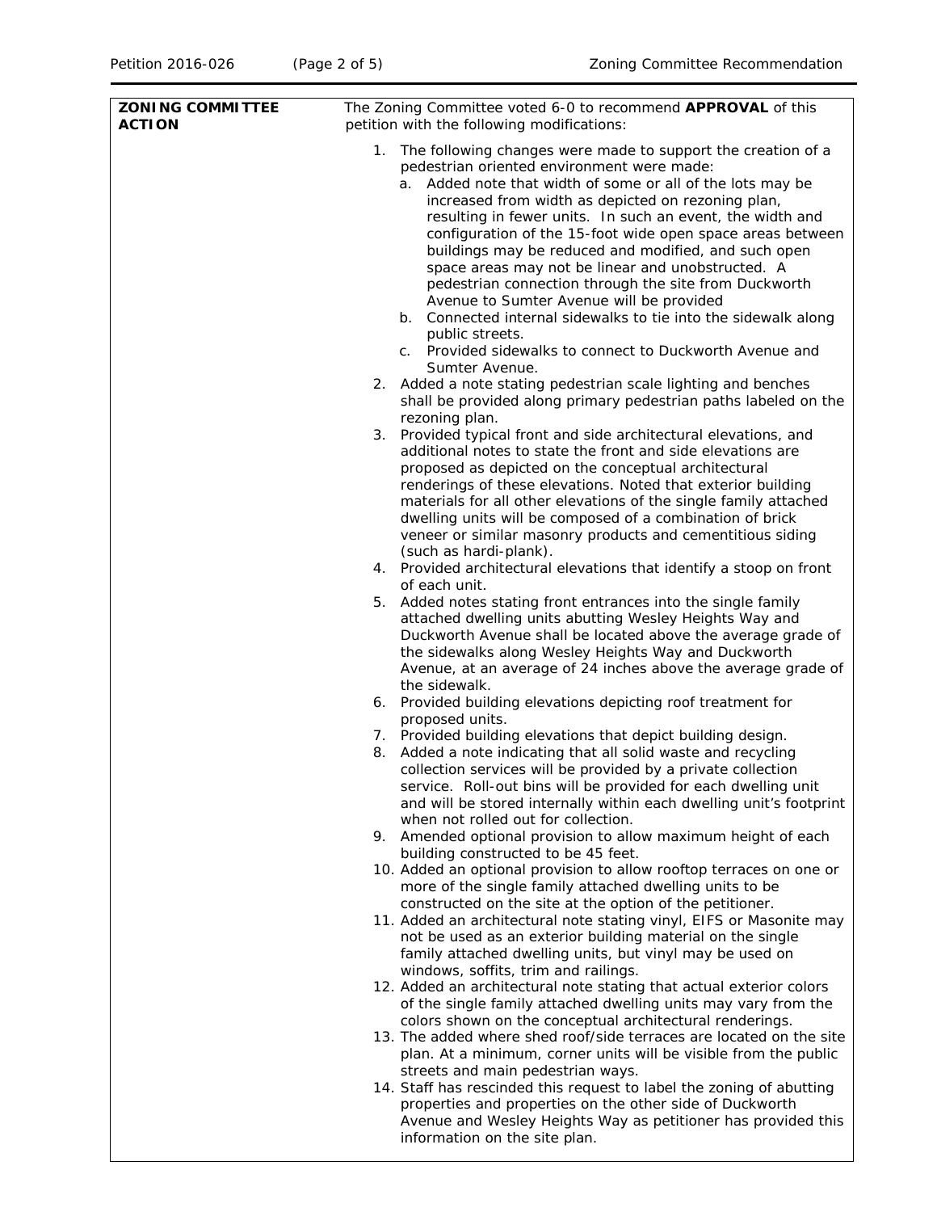| **ZONING COMMITTEE ACTION** | The Zoning Committee voted 6-0 to recommend **APPROVAL** of this petition with the following modifications: |
|---|---|

1. The following changes were made to support the creation of a pedestrian oriented environment were made:
   a. Added note that width of some or all of the lots may be increased from width as depicted on rezoning plan, resulting in fewer units. In such an event, the width and configuration of the 15-foot wide open space areas between buildings may be reduced and modified, and such open space areas may not be linear and unobstructed. A pedestrian connection through the site from Duckworth Avenue to Sumter Avenue will be provided
   b. Connected internal sidewalks to tie into the sidewalk along public streets.
   c. Provided sidewalks to connect to Duckworth Avenue and Sumter Avenue.
2. Added a note stating pedestrian scale lighting and benches shall be provided along primary pedestrian paths labeled on the rezoning plan.
3. Provided typical front and side architectural elevations, and additional notes to state the front and side elevations are proposed as depicted on the conceptual architectural renderings of these elevations. Noted that exterior building materials for all other elevations of the single family attached dwelling units will be composed of a combination of brick veneer or similar masonry products and cementitious siding (such as hardi-plank).
4. Provided architectural elevations that identify a stoop on front of each unit.
5. Added notes stating front entrances into the single family attached dwelling units abutting Wesley Heights Way and Duckworth Avenue shall be located above the average grade of the sidewalks along Wesley Heights Way and Duckworth Avenue, at an average of 24 inches above the average grade of the sidewalk.
6. Provided building elevations depicting roof treatment for proposed units.
7. Provided building elevations that depict building design.
8. Added a note indicating that all solid waste and recycling collection services will be provided by a private collection service. Roll-out bins will be provided for each dwelling unit and will be stored internally within each dwelling unit's footprint when not rolled out for collection.
9. Amended optional provision to allow maximum height of each building constructed to be 45 feet.
10. Added an optional provision to allow rooftop terraces on one or more of the single family attached dwelling units to be constructed on the site at the option of the petitioner.
11. Added an architectural note stating vinyl, EIFS or Masonite may not be used as an exterior building material on the single family attached dwelling units, but vinyl may be used on windows, soffits, trim and railings.
12. Added an architectural note stating that actual exterior colors of the single family attached dwelling units may vary from the colors shown on the conceptual architectural renderings.
13. The added where shed roof/side terraces are located on the site plan. At a minimum, corner units will be visible from the public streets and main pedestrian ways.
14. Staff has rescinded this request to label the zoning of abutting properties and properties on the other side of Duckworth Avenue and Wesley Heights Way as petitioner has provided this information on the site plan.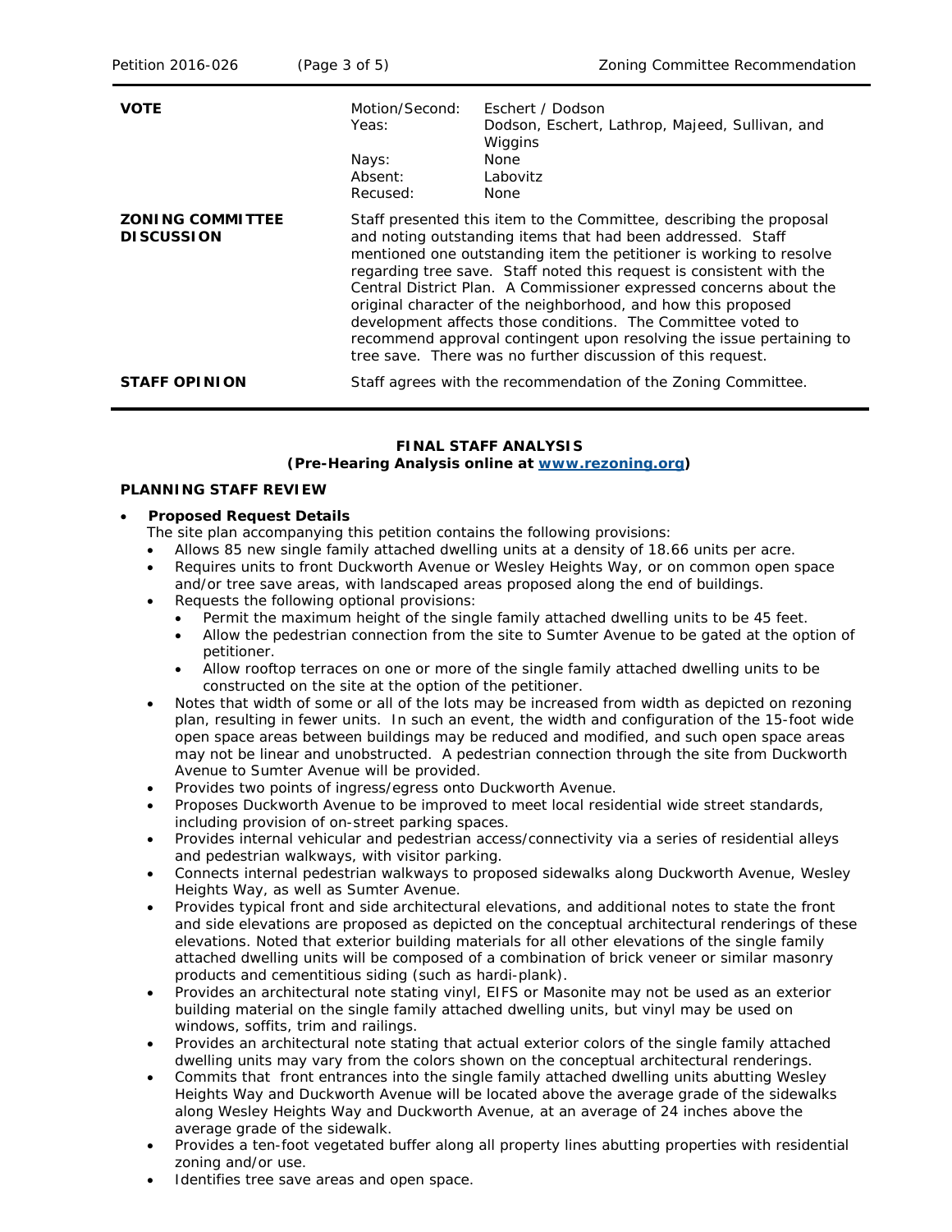| | | |
|---|---|---|
| **VOTE** | Motion/Second: | Eschert / Dodson |
| | Yeas: | Dodson, Eschert, Lathrop, Majeed, Sullivan, and Wiggins |
| | Nays: | None |
| | Absent: | Labovitz |
| | Recused: | None |

**ZONING COMMITTEE DISCUSSION**

Staff presented this item to the Committee, describing the proposal and noting outstanding items that had been addressed. Staff mentioned one outstanding item the petitioner is working to resolve regarding tree save. Staff noted this request is consistent with the Central District Plan. A Commissioner expressed concerns about the original character of the neighborhood, and how this proposed development affects those conditions. The Committee voted to recommend approval contingent upon resolving the issue pertaining to tree save. There was no further discussion of this request.

**STAFF OPINION**

Staff agrees with the recommendation of the Zoning Committee.

**FINAL STAFF ANALYSIS**
**(Pre-Hearing Analysis online at www.rezoning.org)**

**PLANNING STAFF REVIEW**

- **Proposed Request Details**
  The site plan accompanying this petition contains the following provisions:
  - Allows 85 new single family attached dwelling units at a density of 18.66 units per acre.
  - Requires units to front Duckworth Avenue or Wesley Heights Way, or on common open space and/or tree save areas, with landscaped areas proposed along the end of buildings.
  - Requests the following optional provisions:
    - Permit the maximum height of the single family attached dwelling units to be 45 feet.
    - Allow the pedestrian connection from the site to Sumter Avenue to be gated at the option of petitioner.
    - Allow rooftop terraces on one or more of the single family attached dwelling units to be constructed on the site at the option of the petitioner.
  - Notes that width of some or all of the lots may be increased from width as depicted on rezoning plan, resulting in fewer units. In such an event, the width and configuration of the 15-foot wide open space areas between buildings may be reduced and modified, and such open space areas may not be linear and unobstructed. A pedestrian connection through the site from Duckworth Avenue to Sumter Avenue will be provided.
  - Provides two points of ingress/egress onto Duckworth Avenue.
  - Proposes Duckworth Avenue to be improved to meet local residential wide street standards, including provision of on-street parking spaces.
  - Provides internal vehicular and pedestrian access/connectivity via a series of residential alleys and pedestrian walkways, with visitor parking.
  - Connects internal pedestrian walkways to proposed sidewalks along Duckworth Avenue, Wesley Heights Way, as well as Sumter Avenue.
  - Provides typical front and side architectural elevations, and additional notes to state the front and side elevations are proposed as depicted on the conceptual architectural renderings of these elevations. Noted that exterior building materials for all other elevations of the single family attached dwelling units will be composed of a combination of brick veneer or similar masonry products and cementitious siding (such as hardi-plank).
  - Provides an architectural note stating vinyl, EIFS or Masonite may not be used as an exterior building material on the single family attached dwelling units, but vinyl may be used on windows, soffits, trim and railings.
  - Provides an architectural note stating that actual exterior colors of the single family attached dwelling units may vary from the colors shown on the conceptual architectural renderings.
  - Commits that front entrances into the single family attached dwelling units abutting Wesley Heights Way and Duckworth Avenue will be located above the average grade of the sidewalks along Wesley Heights Way and Duckworth Avenue, at an average of 24 inches above the average grade of the sidewalk.
  - Provides a ten-foot vegetated buffer along all property lines abutting properties with residential zoning and/or use.
  - Identifies tree save areas and open space.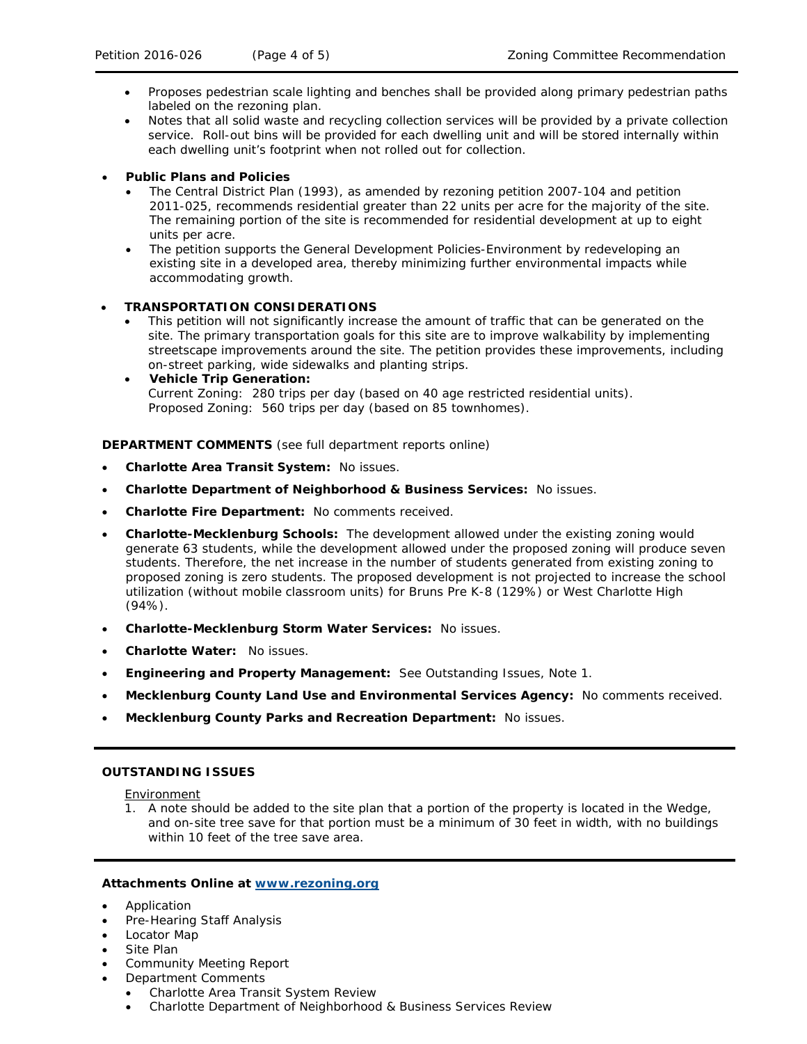- Proposes pedestrian scale lighting and benches shall be provided along primary pedestrian paths labeled on the rezoning plan.
- Notes that all solid waste and recycling collection services will be provided by a private collection service. Roll-out bins will be provided for each dwelling unit and will be stored internally within each dwelling unit's footprint when not rolled out for collection.

- **Public Plans and Policies**
  - The Central District Plan (1993), as amended by rezoning petition 2007-104 and petition 2011-025, recommends residential greater than 22 units per acre for the majority of the site. The remaining portion of the site is recommended for residential development at up to eight units per acre.
  - The petition supports the General Development Policies-Environment by redeveloping an existing site in a developed area, thereby minimizing further environmental impacts while accommodating growth.

- **TRANSPORTATION CONSIDERATIONS**
  - This petition will not significantly increase the amount of traffic that can be generated on the site. The primary transportation goals for this site are to improve walkability by implementing streetscape improvements around the site. The petition provides these improvements, including on-street parking, wide sidewalks and planting strips.
  - **Vehicle Trip Generation:**
    Current Zoning: 280 trips per day (based on 40 age restricted residential units).
    Proposed Zoning: 560 trips per day (based on 85 townhomes).

**DEPARTMENT COMMENTS** (see full department reports online)

- **Charlotte Area Transit System:** No issues.
- **Charlotte Department of Neighborhood & Business Services:** No issues.
- **Charlotte Fire Department:** No comments received.
- **Charlotte-Mecklenburg Schools:** The development allowed under the existing zoning would generate 63 students, while the development allowed under the proposed zoning will produce seven students. Therefore, the net increase in the number of students generated from existing zoning to proposed zoning is zero students. The proposed development is not projected to increase the school utilization (without mobile classroom units) for Bruns Pre K-8 (129%) or West Charlotte High (94%).
- **Charlotte-Mecklenburg Storm Water Services:** No issues.
- **Charlotte Water:** No issues.
- **Engineering and Property Management:** See Outstanding Issues, Note 1.
- **Mecklenburg County Land Use and Environmental Services Agency:** No comments received.
- **Mecklenburg County Parks and Recreation Department:** No issues.

---

**OUTSTANDING ISSUES**

Environment

1. A note should be added to the site plan that a portion of the property is located in the Wedge, and on-site tree save for that portion must be a minimum of 30 feet in width, with no buildings within 10 feet of the tree save area.

---

**Attachments Online at www.rezoning.org**

- Application
- Pre-Hearing Staff Analysis
- Locator Map
- Site Plan
- Community Meeting Report
- Department Comments
  - Charlotte Area Transit System Review
  - Charlotte Department of Neighborhood & Business Services Review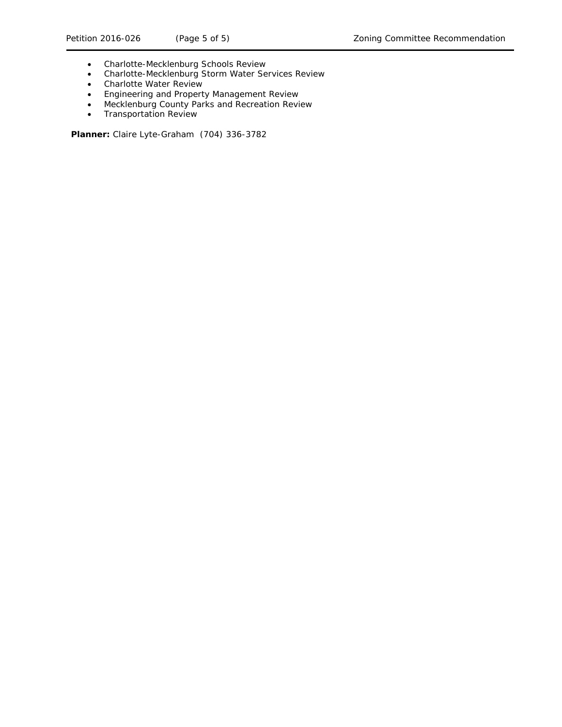- Charlotte-Mecklenburg Schools Review
- Charlotte-Mecklenburg Storm Water Services Review
- Charlotte Water Review
- Engineering and Property Management Review
- Mecklenburg County Parks and Recreation Review
- Transportation Review

**Planner:** Claire Lyte-Graham (704) 336-3782